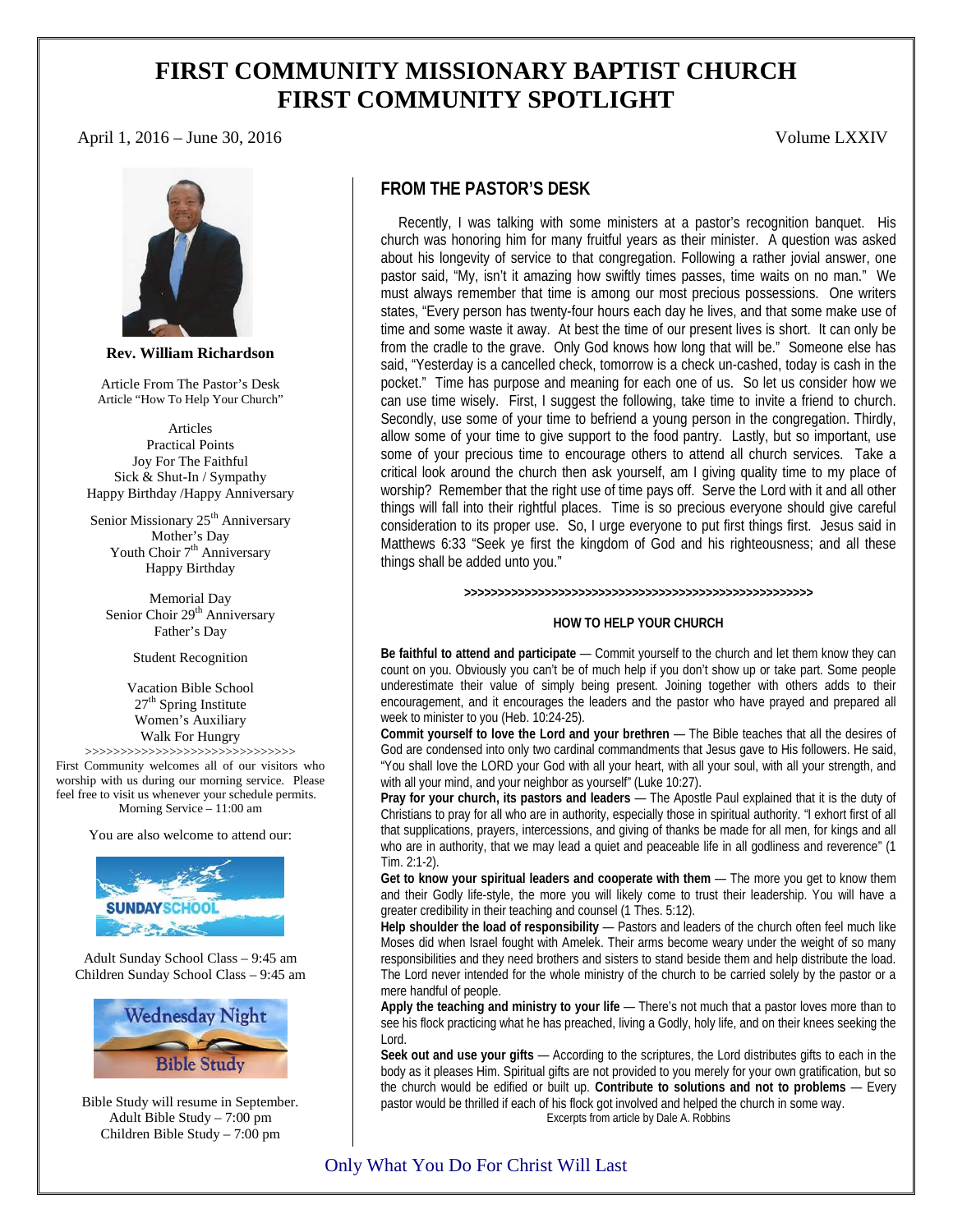# FIRST COMMUNITY MISSIONARY BAPTIST CHURCH
# FIRST COMMUNITY SPOTLIGHT

April 1, 2016 – June 30, 2016 Volume LXXIV

**Rev. William Richardson**

Article From The Pastor's Desk
Article "How To Help Your Church"

Articles
Practical Points
Joy For The Faithful
Sick & Shut-In / Sympathy
Happy Birthday /Happy Anniversary

Senior Missionary 25th Anniversary
Mother's Day
Youth Choir 7th Anniversary
Happy Birthday

Memorial Day
Senior Choir 29th Anniversary
Father's Day

Student Recognition

Vacation Bible School
27th Spring Institute
Women's Auxiliary
Walk For Hungry

>>>>>>>>>>>>>>>>>>>>>>>>>>>>>>

First Community welcomes all of our visitors who worship with us during our morning service. Please feel free to visit us whenever your schedule permits.
Morning Service – 11:00 am

You are also welcome to attend our:

SUNDAY SCHOOL

Adult Sunday School Class – 9:45 am
Children Sunday School Class – 9:45 am

Wednesday Night Bible Study

Bible Study will resume in September.
Adult Bible Study – 7:00 pm
Children Bible Study – 7:00 pm

## FROM THE PASTOR'S DESK

Recently, I was talking with some ministers at a pastor's recognition banquet. His church was honoring him for many fruitful years as their minister. A question was asked about his longevity of service to that congregation. Following a rather jovial answer, one pastor said, "My, isn't it amazing how swiftly times passes, time waits on no man." We must always remember that time is among our most precious possessions. One writers states, "Every person has twenty-four hours each day he lives, and that some make use of time and some waste it away. At best the time of our present lives is short. It can only be from the cradle to the grave. Only God knows how long that will be." Someone else has said, "Yesterday is a cancelled check, tomorrow is a check un-cashed, today is cash in the pocket." Time has purpose and meaning for each one of us. So let us consider how we can use time wisely. First, I suggest the following, take time to invite a friend to church. Secondly, use some of your time to befriend a young person in the congregation. Thirdly, allow some of your time to give support to the food pantry. Lastly, but so important, use some of your precious time to encourage others to attend all church services. Take a critical look around the church then ask yourself, am I giving quality time to my place of worship? Remember that the right use of time pays off. Serve the Lord with it and all other things will fall into their rightful places. Time is so precious everyone should give careful consideration to its proper use. So, I urge everyone to put first things first. Jesus said in Matthews 6:33 "Seek ye first the kingdom of God and his righteousness; and all these things shall be added unto you."

>>>>>>>>>>>>>>>>>>>>>>>>>>>>>>>>>>>>>>>>>>>>>>>>>>>>>

### HOW TO HELP YOUR CHURCH

**Be faithful to attend and participate** — Commit yourself to the church and let them know they can count on you. Obviously you can't be of much help if you don't show up or take part. Some people underestimate their value of simply being present. Joining together with others adds to their encouragement, and it encourages the leaders and the pastor who have prayed and prepared all week to minister to you (Heb. 10:24-25).

**Commit yourself to love the Lord and your brethren** — The Bible teaches that all the desires of God are condensed into only two cardinal commandments that Jesus gave to His followers. He said, "You shall love the LORD your God with all your heart, with all your soul, with all your strength, and with all your mind, and your neighbor as yourself" (Luke 10:27).

**Pray for your church, its pastors and leaders** — The Apostle Paul explained that it is the duty of Christians to pray for all who are in authority, especially those in spiritual authority. "I exhort first of all that supplications, prayers, intercessions, and giving of thanks be made for all men, for kings and all who are in authority, that we may lead a quiet and peaceable life in all godliness and reverence" (1 Tim. 2:1-2).

**Get to know your spiritual leaders and cooperate with them** — The more you get to know them and their Godly life-style, the more you will likely come to trust their leadership. You will have a greater credibility in their teaching and counsel (1 Thes. 5:12).

**Help shoulder the load of responsibility** — Pastors and leaders of the church often feel much like Moses did when Israel fought with Amelek. Their arms become weary under the weight of so many responsibilities and they need brothers and sisters to stand beside them and help distribute the load. The Lord never intended for the whole ministry of the church to be carried solely by the pastor or a mere handful of people.

**Apply the teaching and ministry to your life** — There's not much that a pastor loves more than to see his flock practicing what he has preached, living a Godly, holy life, and on their knees seeking the Lord.

**Seek out and use your gifts** — According to the scriptures, the Lord distributes gifts to each in the body as it pleases Him. Spiritual gifts are not provided to you merely for your own gratification, but so the church would be edified or built up. **Contribute to solutions and not to problems** — Every pastor would be thrilled if each of his flock got involved and helped the church in some way.

Excerpts from article by Dale A. Robbins

Only What You Do For Christ Will Last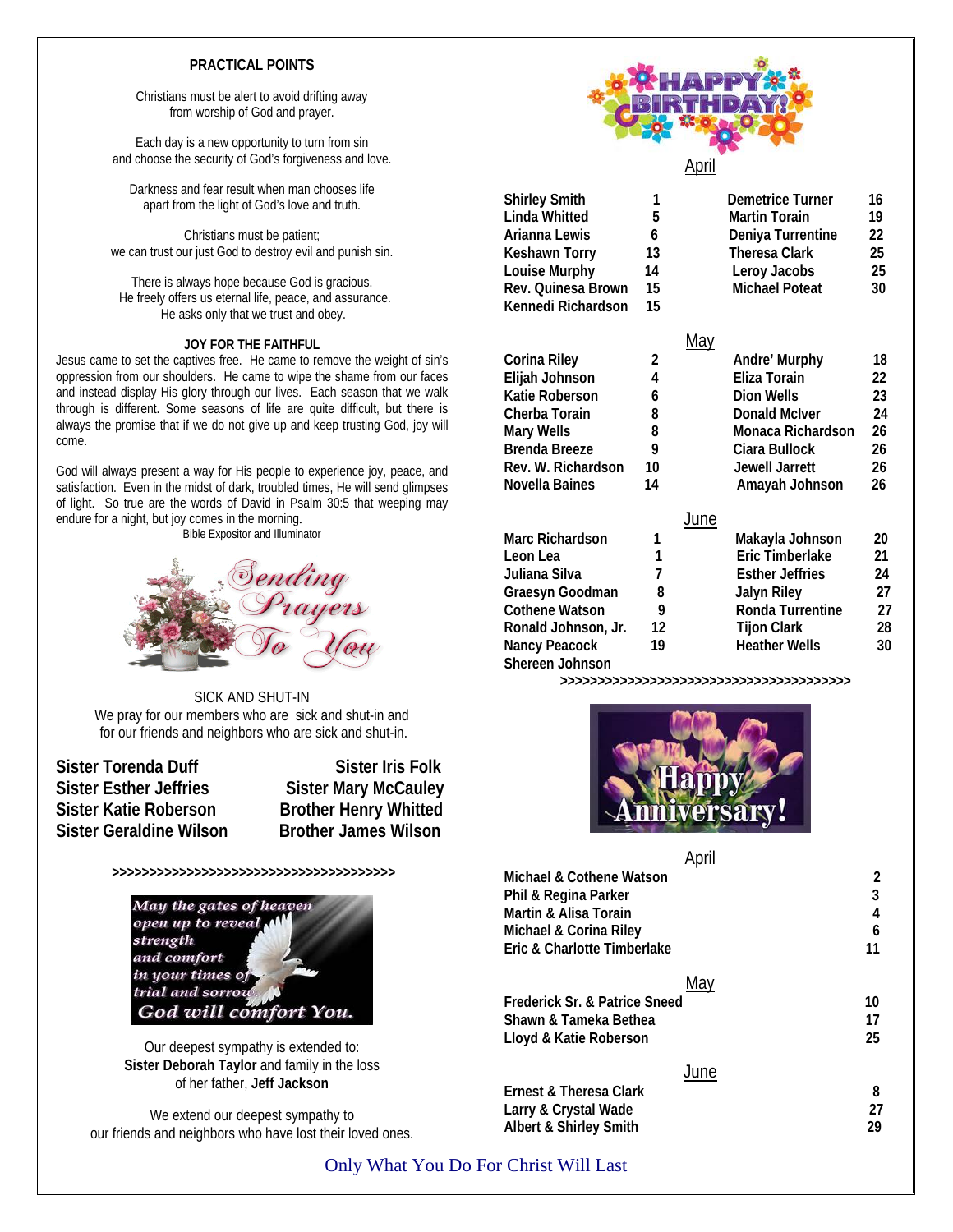## PRACTICAL POINTS

Christians must be alert to avoid drifting away
from worship of God and prayer.

Each day is a new opportunity to turn from sin
and choose the security of God's forgiveness and love.

Darkness and fear result when man chooses life
apart from the light of God's love and truth.

Christians must be patient;
we can trust our just God to destroy evil and punish sin.

There is always hope because God is gracious.
He freely offers us eternal life, peace, and assurance.
He asks only that we trust and obey.

### JOY FOR THE FAITHFUL

Jesus came to set the captives free. He came to remove the weight of sin's oppression from our shoulders. He came to wipe the shame from our faces and instead display His glory through our lives. Each season that we walk through is different. Some seasons of life are quite difficult, but there is always the promise that if we do not give up and keep trusting God, joy will come.

God will always present a way for His people to experience joy, peace, and satisfaction. Even in the midst of dark, troubled times, He will send glimpses of light. So true are the words of David in Psalm 30:5 that weeping may endure for a night, but joy comes in the morning.

Bible Expositor and Illuminator

Sending Prayers To You

SICK AND SHUT-IN

We pray for our members who are sick and shut-in and
for our friends and neighbors who are sick and shut-in.

**Sister Torenda Duff**
**Sister Esther Jeffries**
**Sister Katie Roberson**
**Sister Geraldine Wilson**
**Sister Iris Folk**
**Sister Mary McCauley**
**Brother Henry Whitted**
**Brother James Wilson**

>>>>>>>>>>>>>>>>>>>>>>>>>>>>>>>>>>>>>>>>

*May the gates of heaven open up to reveal strength and comfort in your times of trial and sorrow. God will comfort You.*

Our deepest sympathy is extended to:
**Sister Deborah Taylor** and family in the loss
of her father, **Jeff Jackson**

We extend our deepest sympathy to
our friends and neighbors who have lost their loved ones.

## HAPPY BIRTHDAY!

### April

| Name | Day | Name | Day |
|---|---|---|---|
| Shirley Smith | 1 | Demetrice Turner | 16 |
| Linda Whitted | 5 | Martin Torain | 19 |
| Arianna Lewis | 6 | Deniya Turrentine | 22 |
| Keshawn Torry | 13 | Theresa Clark | 25 |
| Louise Murphy | 14 | Leroy Jacobs | 25 |
| Rev. Quinesa Brown | 15 | Michael Poteat | 30 |
| Kennedi Richardson | 15 | | |

### May

| Name | Day | Name | Day |
|---|---|---|---|
| Corina Riley | 2 | Andre' Murphy | 18 |
| Elijah Johnson | 4 | Eliza Torain | 22 |
| Katie Roberson | 6 | Dion Wells | 23 |
| Cherba Torain | 8 | Donald McIver | 24 |
| Mary Wells | 8 | Monaca Richardson | 26 |
| Brenda Breeze | 9 | Ciara Bullock | 26 |
| Rev. W. Richardson | 10 | Jewell Jarrett | 26 |
| Novella Baines | 14 | Amayah Johnson | 26 |

### June

| Name | Day | Name | Day |
|---|---|---|---|
| Marc Richardson | 1 | Makayla Johnson | 20 |
| Leon Lea | 1 | Eric Timberlake | 21 |
| Juliana Silva | 7 | Esther Jeffries | 24 |
| Graesyn Goodman | 8 | Jalyn Riley | 27 |
| Cothene Watson | 9 | Ronda Turrentine | 27 |
| Ronald Johnson, Jr. | 12 | Tijon Clark | 28 |
| Nancy Peacock | 19 | Heather Wells | 30 |
| Shereen Johnson | | | |

>>>>>>>>>>>>>>>>>>>>>>>>>>>>>>>>>>>>>>>>

## Happy Anniversary!

### April

| Couple | Day |
|---|---|
| Michael & Cothene Watson | 2 |
| Phil & Regina Parker | 3 |
| Martin & Alisa Torain | 4 |
| Michael & Corina Riley | 6 |
| Eric & Charlotte Timberlake | 11 |

### May

| Couple | Day |
|---|---|
| Frederick Sr. & Patrice Sneed | 10 |
| Shawn & Tameka Bethea | 17 |
| Lloyd & Katie Roberson | 25 |

### June

| Couple | Day |
|---|---|
| Ernest & Theresa Clark | 8 |
| Larry & Crystal Wade | 27 |
| Albert & Shirley Smith | 29 |

Only What You Do For Christ Will Last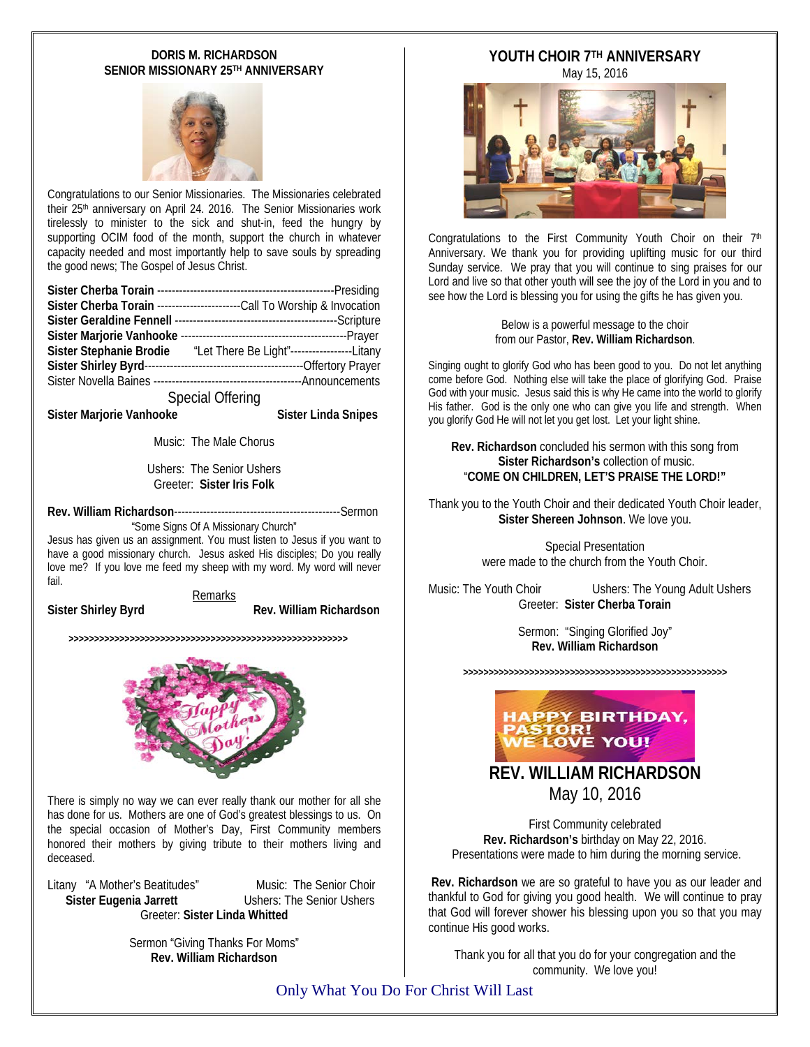## DORIS M. RICHARDSON
## SENIOR MISSIONARY 25TH ANNIVERSARY

Congratulations to our Senior Missionaries. The Missionaries celebrated their 25th anniversary on April 24. 2016. The Senior Missionaries work tirelessly to minister to the sick and shut-in, feed the hungry by supporting OCIM food of the month, support the church in whatever capacity needed and most importantly help to save souls by spreading the good news; The Gospel of Jesus Christ.

**Sister Cherba Torain** ----------------------------------------------------Presiding
**Sister Cherba Torain** ----------------------Call To Worship & Invocation
**Sister Geraldine Fennell** ---------------------------------------------Scripture
**Sister Marjorie Vanhooke** ----------------------------------------------Prayer
**Sister Stephanie Brodie** "Let There Be Light"-----------------Litany
**Sister Shirley Byrd**-------------------------------------------Offertory Prayer
Sister Novella Baines ----------------------------------------Announcements

Special Offering

**Sister Marjorie Vanhooke** **Sister Linda Snipes**

Music: The Male Chorus

Ushers: The Senior Ushers
Greeter: **Sister Iris Folk**

**Rev. William Richardson**---------------------------------------------Sermon
"Some Signs Of A Missionary Church"

Jesus has given us an assignment. You must listen to Jesus if you want to have a good missionary church. Jesus asked His disciples; Do you really love me? If you love me feed my sheep with my word. My word will never fail.

Remarks

**Sister Shirley Byrd** **Rev. William Richardson**

>>>>>>>>>>>>>>>>>>>>>>>>>>>>>>>>>>>>>>>>>>>>>>>>>>>>>>>

There is simply no way we can ever really thank our mother for all she has done for us. Mothers are one of God's greatest blessings to us. On the special occasion of Mother's Day, First Community members honored their mothers by giving tribute to their mothers living and deceased.

Litany "A Mother's Beatitudes" Music: The Senior Choir
**Sister Eugenia Jarrett** Ushers: The Senior Ushers
Greeter: **Sister Linda Whitted**

Sermon "Giving Thanks For Moms"
**Rev. William Richardson**

## YOUTH CHOIR 7TH ANNIVERSARY

May 15, 2016

Congratulations to the First Community Youth Choir on their 7th Anniversary. We thank you for providing uplifting music for our third Sunday service. We pray that you will continue to sing praises for our Lord and live so that other youth will see the joy of the Lord in you and to see how the Lord is blessing you for using the gifts he has given you.

Below is a powerful message to the choir from our Pastor, **Rev. William Richardson**.

Singing ought to glorify God who has been good to you. Do not let anything come before God. Nothing else will take the place of glorifying God. Praise God with your music. Jesus said this is why He came into the world to glorify His father. God is the only one who can give you life and strength. When you glorify God He will not let you get lost. Let your light shine.

**Rev. Richardson** concluded his sermon with this song from **Sister Richardson's** collection of music.
"**COME ON CHILDREN, LET'S PRAISE THE LORD!"**

Thank you to the Youth Choir and their dedicated Youth Choir leader, **Sister Shereen Johnson**. We love you.

Special Presentation
were made to the church from the Youth Choir.

Music: The Youth Choir Ushers: The Young Adult Ushers
Greeter: **Sister Cherba Torain**

Sermon: "Singing Glorified Joy"
**Rev. William Richardson**

>>>>>>>>>>>>>>>>>>>>>>>>>>>>>>>>>>>>>>>>>>>>>>>>>>>>>>>

HAPPY BIRTHDAY, PASTOR! WE LOVE YOU!

## REV. WILLIAM RICHARDSON

May 10, 2016

First Community celebrated **Rev. Richardson's** birthday on May 22, 2016. Presentations were made to him during the morning service.

**Rev. Richardson** we are so grateful to have you as our leader and thankful to God for giving you good health. We will continue to pray that God will forever shower his blessing upon you so that you may continue His good works.

Thank you for all that you do for your congregation and the community. We love you!

Only What You Do For Christ Will Last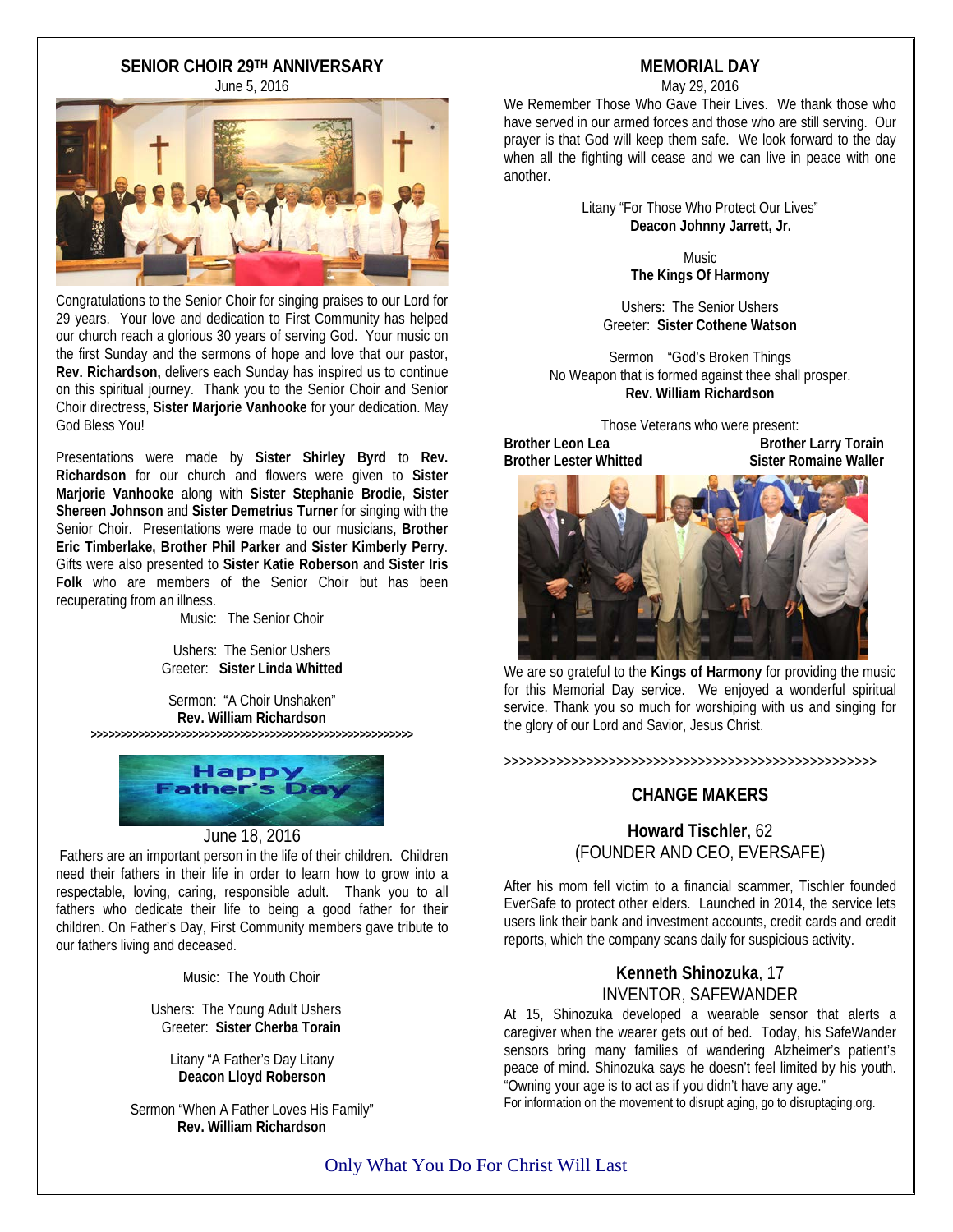## SENIOR CHOIR 29TH ANNIVERSARY

June 5, 2016

Congratulations to the Senior Choir for singing praises to our Lord for 29 years. Your love and dedication to First Community has helped our church reach a glorious 30 years of serving God. Your music on the first Sunday and the sermons of hope and love that our pastor, **Rev. Richardson,** delivers each Sunday has inspired us to continue on this spiritual journey. Thank you to the Senior Choir and Senior Choir directress, **Sister Marjorie Vanhooke** for your dedication. May God Bless You!

Presentations were made by **Sister Shirley Byrd** to **Rev. Richardson** for our church and flowers were given to **Sister Marjorie Vanhooke** along with **Sister Stephanie Brodie, Sister Shereen Johnson** and **Sister Demetrius Turner** for singing with the Senior Choir. Presentations were made to our musicians, **Brother Eric Timberlake, Brother Phil Parker** and **Sister Kimberly Perry**. Gifts were also presented to **Sister Katie Roberson** and **Sister Iris Folk** who are members of the Senior Choir but has been recuperating from an illness.

Music: The Senior Choir

Ushers: The Senior Ushers
Greeter: **Sister Linda Whitted**

Sermon: "A Choir Unshaken"
**Rev. William Richardson**

>>>>>>>>>>>>>>>>>>>>>>>>>>>>>>>>>>>>>>>>>>>>>>>>>>>>>>>>

## Happy Father's Day

June 18, 2016

Fathers are an important person in the life of their children. Children need their fathers in their life in order to learn how to grow into a respectable, loving, caring, responsible adult. Thank you to all fathers who dedicate their life to being a good father for their children. On Father's Day, First Community members gave tribute to our fathers living and deceased.

Music: The Youth Choir

Ushers: The Young Adult Ushers
Greeter: **Sister Cherba Torain**

Litany "A Father's Day Litany
**Deacon Lloyd Roberson**

Sermon "When A Father Loves His Family"
**Rev. William Richardson**

## MEMORIAL DAY

May 29, 2016

We Remember Those Who Gave Their Lives. We thank those who have served in our armed forces and those who are still serving. Our prayer is that God will keep them safe. We look forward to the day when all the fighting will cease and we can live in peace with one another.

Litany "For Those Who Protect Our Lives"
**Deacon Johnny Jarrett, Jr.**

Music
**The Kings Of Harmony**

Ushers: The Senior Ushers
Greeter: **Sister Cothene Watson**

Sermon "God's Broken Things
No Weapon that is formed against thee shall prosper.
**Rev. William Richardson**

Those Veterans who were present:

**Brother Leon Lea** | **Brother Larry Torain**
**Brother Lester Whitted** | **Sister Romaine Waller**

We are so grateful to the **Kings of Harmony** for providing the music for this Memorial Day service. We enjoyed a wonderful spiritual service. Thank you so much for worshiping with us and singing for the glory of our Lord and Savior, Jesus Christ.

>>>>>>>>>>>>>>>>>>>>>>>>>>>>>>>>>>>>>>>>>>>>>>>>>>>

## CHANGE MAKERS

### Howard Tischler, 62
(FOUNDER AND CEO, EVERSAFE)

After his mom fell victim to a financial scammer, Tischler founded EverSafe to protect other elders. Launched in 2014, the service lets users link their bank and investment accounts, credit cards and credit reports, which the company scans daily for suspicious activity.

### Kenneth Shinozuka, 17
INVENTOR, SAFEWANDER

At 15, Shinozuka developed a wearable sensor that alerts a caregiver when the wearer gets out of bed. Today, his SafeWander sensors bring many families of wandering Alzheimer's patient's peace of mind. Shinozuka says he doesn't feel limited by his youth. "Owning your age is to act as if you didn't have any age."

For information on the movement to disrupt aging, go to disruptaging.org.

Only What You Do For Christ Will Last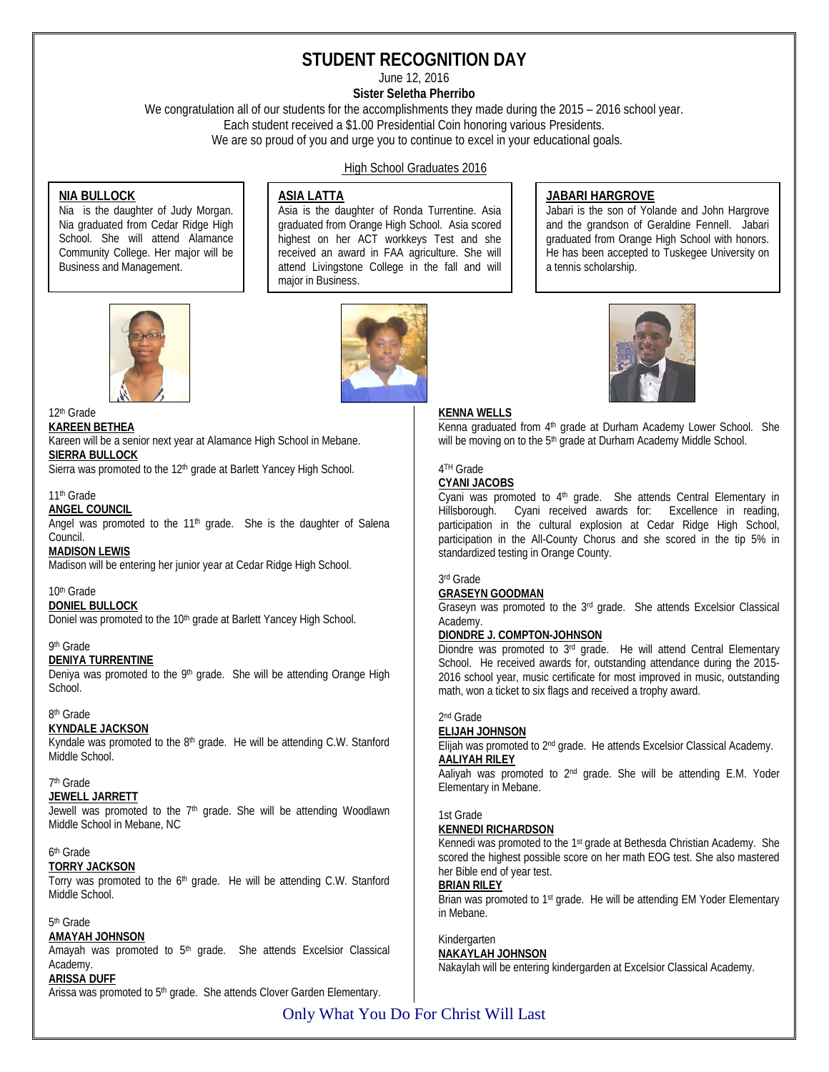# STUDENT RECOGNITION DAY

June 12, 2016

**Sister Seletha Pherribo**

We congratulation all of our students for the accomplishments they made during the 2015 – 2016 school year.
Each student received a $1.00 Presidential Coin honoring various Presidents.
We are so proud of you and urge you to continue to excel in your educational goals.

## High School Graduates 2016

**NIA BULLOCK**

Nia is the daughter of Judy Morgan. Nia graduated from Cedar Ridge High School. She will attend Alamance Community College. Her major will be Business and Management.

**ASIA LATTA**

Asia is the daughter of Ronda Turrentine. Asia graduated from Orange High School. Asia scored highest on her ACT workkeys Test and she received an award in FAA agriculture. She will attend Livingstone College in the fall and will major in Business.

**JABARI HARGROVE**

Jabari is the son of Yolande and John Hargrove and the grandson of Geraldine Fennell. Jabari graduated from Orange High School with honors. He has been accepted to Tuskegee University on a tennis scholarship.

12th Grade

**KAREEN BETHEA**

Kareen will be a senior next year at Alamance High School in Mebane.

**SIERRA BULLOCK**

Sierra was promoted to the 12th grade at Barlett Yancey High School.

11th Grade

**ANGEL COUNCIL**

Angel was promoted to the 11th grade. She is the daughter of Salena Council.

**MADISON LEWIS**

Madison will be entering her junior year at Cedar Ridge High School.

10th Grade

**DONIEL BULLOCK**

Doniel was promoted to the 10th grade at Barlett Yancey High School.

9th Grade

**DENIYA TURRENTINE**

Deniya was promoted to the 9th grade. She will be attending Orange High School.

8th Grade

**KYNDALE JACKSON**

Kyndale was promoted to the 8th grade. He will be attending C.W. Stanford Middle School.

7th Grade

**JEWELL JARRETT**

Jewell was promoted to the 7th grade. She will be attending Woodlawn Middle School in Mebane, NC

6th Grade

**TORRY JACKSON**

Torry was promoted to the 6th grade. He will be attending C.W. Stanford Middle School.

5th Grade

**AMAYAH JOHNSON**

Amayah was promoted to 5th grade. She attends Excelsior Classical Academy.

**ARISSA DUFF**

Arissa was promoted to 5th grade. She attends Clover Garden Elementary.

**KENNA WELLS**

Kenna graduated from 4th grade at Durham Academy Lower School. She will be moving on to the 5th grade at Durham Academy Middle School.

4TH Grade

**CYANI JACOBS**

Cyani was promoted to 4th grade. She attends Central Elementary in Hillsborough. Cyani received awards for: Excellence in reading, participation in the cultural explosion at Cedar Ridge High School, participation in the All-County Chorus and she scored in the tip 5% in standardized testing in Orange County.

3rd Grade

**GRASEYN GOODMAN**

Graseyn was promoted to the 3rd grade. She attends Excelsior Classical Academy.

**DIONDRE J. COMPTON-JOHNSON**

Diondre was promoted to 3rd grade. He will attend Central Elementary School. He received awards for, outstanding attendance during the 2015-2016 school year, music certificate for most improved in music, outstanding math, won a ticket to six flags and received a trophy award.

2nd Grade

**ELIJAH JOHNSON**

Elijah was promoted to 2nd grade. He attends Excelsior Classical Academy.

**AALIYAH RILEY**

Aaliyah was promoted to 2nd grade. She will be attending E.M. Yoder Elementary in Mebane.

1st Grade

**KENNEDI RICHARDSON**

Kennedi was promoted to the 1st grade at Bethesda Christian Academy. She scored the highest possible score on her math EOG test. She also mastered her Bible end of year test.

**BRIAN RILEY**

Brian was promoted to 1st grade. He will be attending EM Yoder Elementary in Mebane.

Kindergarten

**NAKAYLAH JOHNSON**

Nakaylah will be entering kindergarden at Excelsior Classical Academy.

Only What You Do For Christ Will Last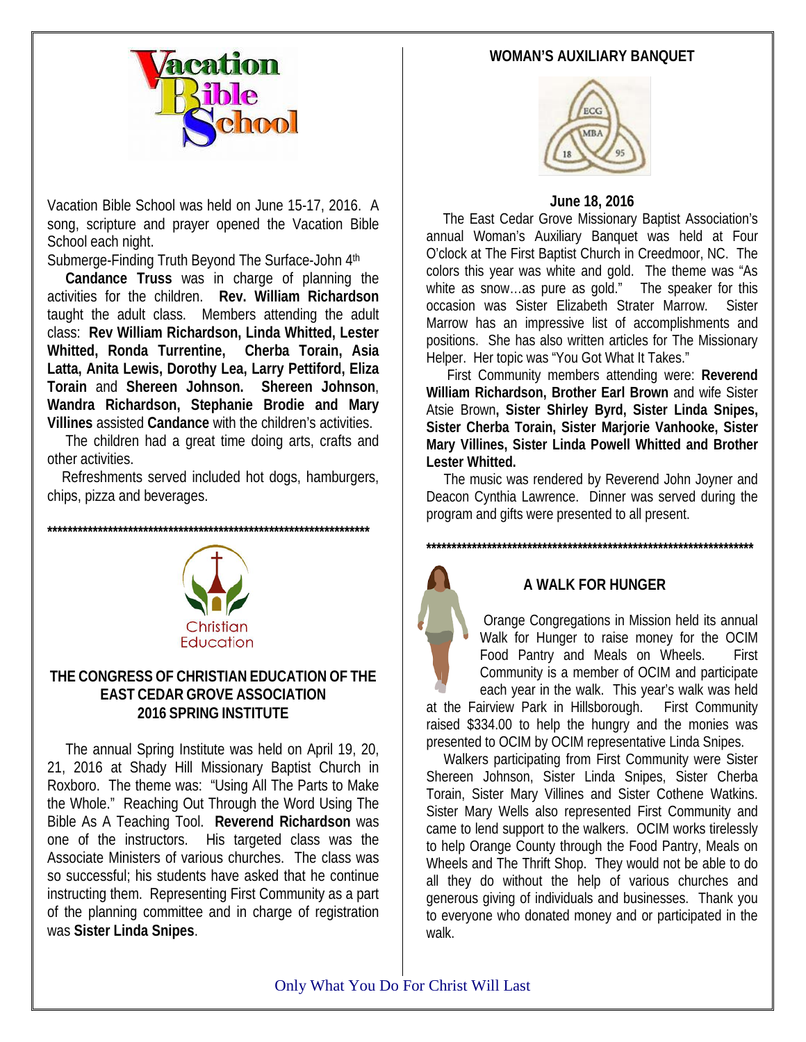Vacation Bible School was held on June 15-17, 2016. A song, scripture and prayer opened the Vacation Bible School each night.

Submerge-Finding Truth Beyond The Surface-John 4th

**Candance Truss** was in charge of planning the activities for the children. **Rev. William Richardson** taught the adult class. Members attending the adult class: **Rev William Richardson, Linda Whitted, Lester Whitted, Ronda Turrentine, Cherba Torain, Asia Latta, Anita Lewis, Dorothy Lea, Larry Pettiford, Eliza Torain** and **Shereen Johnson. Shereen Johnson**, **Wandra Richardson, Stephanie Brodie and Mary Villines** assisted **Candance** with the children's activities.

The children had a great time doing arts, crafts and other activities.

Refreshments served included hot dogs, hamburgers, chips, pizza and beverages.

*********************************************************************

## THE CONGRESS OF CHRISTIAN EDUCATION OF THE EAST CEDAR GROVE ASSOCIATION 2016 SPRING INSTITUTE

The annual Spring Institute was held on April 19, 20, 21, 2016 at Shady Hill Missionary Baptist Church in Roxboro. The theme was: "Using All The Parts to Make the Whole." Reaching Out Through the Word Using The Bible As A Teaching Tool. **Reverend Richardson** was one of the instructors. His targeted class was the Associate Ministers of various churches. The class was so successful; his students have asked that he continue instructing them. Representing First Community as a part of the planning committee and in charge of registration was **Sister Linda Snipes**.

## WOMAN'S AUXILIARY BANQUET

**June 18, 2016**

The East Cedar Grove Missionary Baptist Association's annual Woman's Auxiliary Banquet was held at Four O'clock at The First Baptist Church in Creedmoor, NC. The colors this year was white and gold. The theme was "As white as snow…as pure as gold." The speaker for this occasion was Sister Elizabeth Strater Marrow. Sister Marrow has an impressive list of accomplishments and positions. She has also written articles for The Missionary Helper. Her topic was "You Got What It Takes."

First Community members attending were: **Reverend William Richardson, Brother Earl Brown** and wife Sister Atsie Brown**, Sister Shirley Byrd, Sister Linda Snipes, Sister Cherba Torain, Sister Marjorie Vanhooke, Sister Mary Villines, Sister Linda Powell Whitted and Brother Lester Whitted.**

The music was rendered by Reverend John Joyner and Deacon Cynthia Lawrence. Dinner was served during the program and gifts were presented to all present.

*********************************************************************

## A WALK FOR HUNGER

Orange Congregations in Mission held its annual Walk for Hunger to raise money for the OCIM Food Pantry and Meals on Wheels. First Community is a member of OCIM and participate each year in the walk. This year's walk was held at the Fairview Park in Hillsborough. First Community raised $334.00 to help the hungry and the monies was presented to OCIM by OCIM representative Linda Snipes.

Walkers participating from First Community were Sister Shereen Johnson, Sister Linda Snipes, Sister Cherba Torain, Sister Mary Villines and Sister Cothene Watkins. Sister Mary Wells also represented First Community and came to lend support to the walkers. OCIM works tirelessly to help Orange County through the Food Pantry, Meals on Wheels and The Thrift Shop. They would not be able to do all they do without the help of various churches and generous giving of individuals and businesses. Thank you to everyone who donated money and or participated in the walk.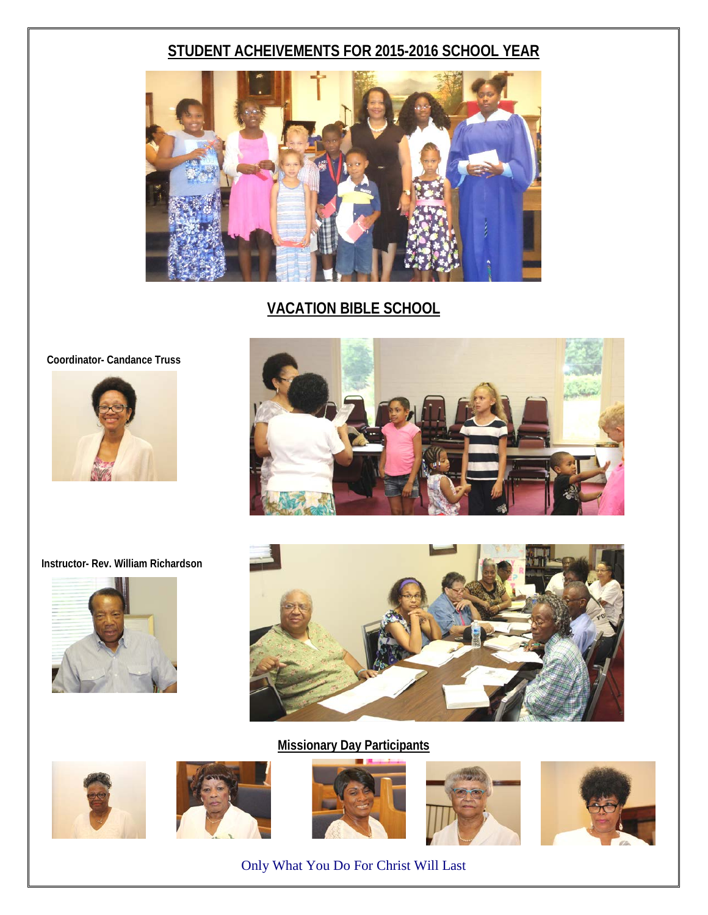## STUDENT ACHEIVEMENTS FOR 2015-2016 SCHOOL YEAR

## VACATION BIBLE SCHOOL

**Coordinator- Candance Truss**

**Instructor- Rev. William Richardson**

**Missionary Day Participants**

Only What You Do For Christ Will Last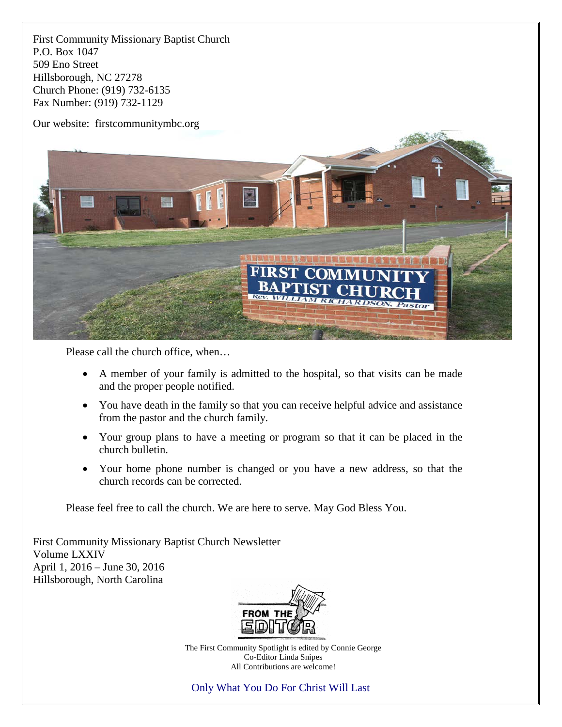First Community Missionary Baptist Church
P.O. Box 1047
509 Eno Street
Hillsborough, NC 27278
Church Phone: (919) 732-6135
Fax Number: (919) 732-1129

Our website: firstcommunitymbc.org

Please call the church office, when…

- A member of your family is admitted to the hospital, so that visits can be made and the proper people notified.
- You have death in the family so that you can receive helpful advice and assistance from the pastor and the church family.
- Your group plans to have a meeting or program so that it can be placed in the church bulletin.
- Your home phone number is changed or you have a new address, so that the church records can be corrected.

Please feel free to call the church. We are here to serve. May God Bless You.

First Community Missionary Baptist Church Newsletter
Volume LXXIV
April 1, 2016 – June 30, 2016
Hillsborough, North Carolina

FROM THE EDITOR

The First Community Spotlight is edited by Connie George
Co-Editor Linda Snipes
All Contributions are welcome!

Only What You Do For Christ Will Last